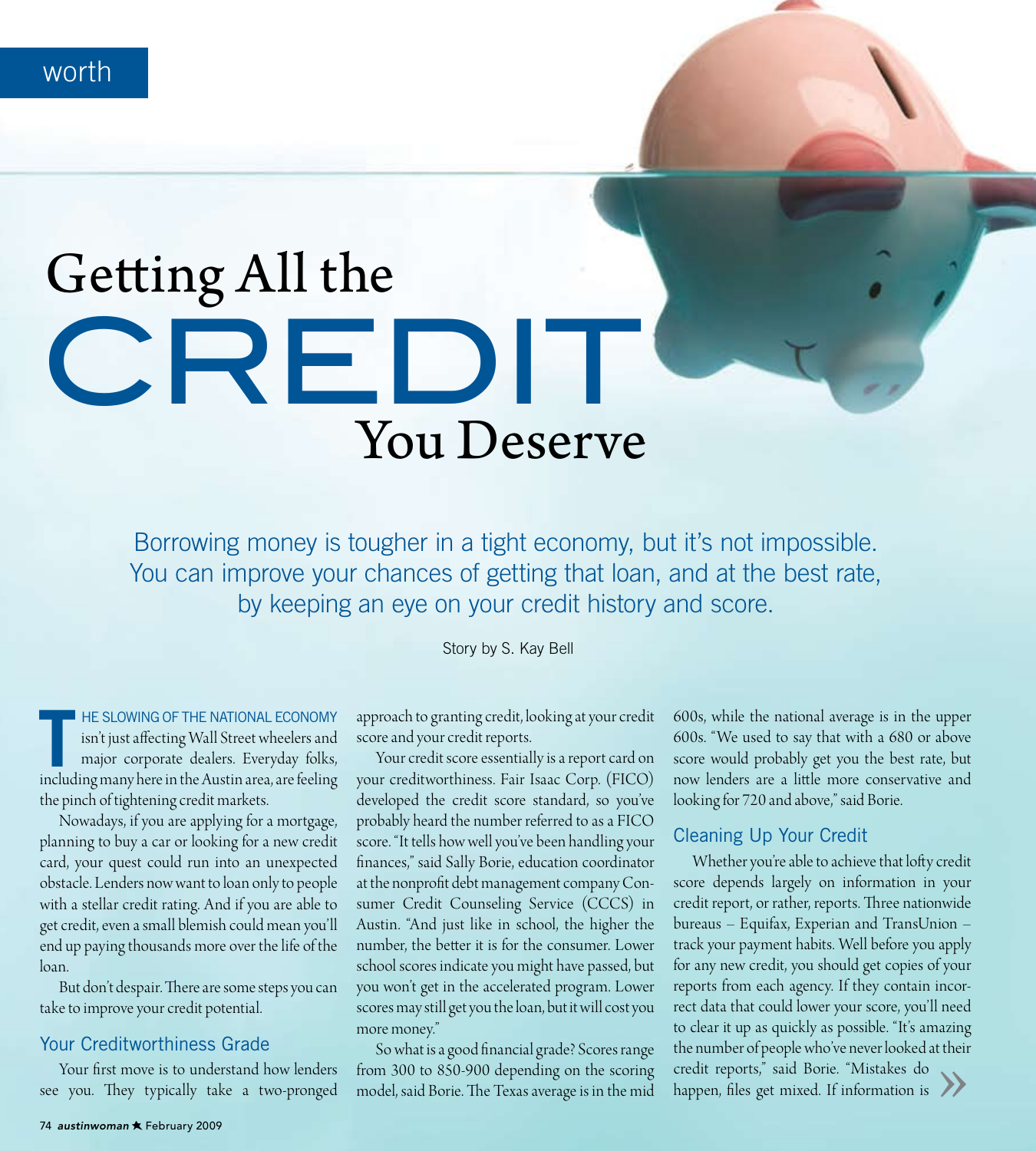worth

# Getting All the CREDIT You Deserve

Borrowing money is tougher in a tight economy, but it's not impossible. You can improve your chances of getting that loan, and at the best rate, by keeping an eye on your credit history and score.

Story by S. Kay Bell

THE SLOWING OF THE NATIONAL ECONOMY isn't just affecting Wall Street wheelers and major corporate dealers. Everyday folks, including many here in the Austin area, are feeling the pinch of tightening credit markets.

Nowadays, if you are applying for a mortgage, planning to buy a car or looking for a new credit card, your quest could run into an unexpected obstacle. Lenders now want to loan only to people with a stellar credit rating. And if you are able to get credit, even a small blemish could mean you'll end up paying thousands more over the life of the loan.

But don't despair. There are some steps you can take to improve your credit potential.

## Your Creditworthiness Grade

Your first move is to understand how lenders see you. They typically take a two-pronged approach to granting credit, looking at your credit score and your credit reports.

Your credit score essentially is a report card on your creditworthiness. Fair Isaac Corp. (FICO) developed the credit score standard, so you've probably heard the number referred to as a FICO score. "It tells how well you've been handling your finances," said Sally Borie, education coordinator at the nonprofit debt management company Consumer Credit Counseling Service (CCCS) in Austin. "And just like in school, the higher the number, the better it is for the consumer. Lower school scores indicate you might have passed, but you won't get in the accelerated program. Lower scores may still get you the loan, but it will cost you more money."

So what is a good financial grade? Scores range from 300 to 850-900 depending on the scoring model, said Borie. The Texas average is in the mid 600s, while the national average is in the upper 600s. "We used to say that with a 680 or above score would probably get you the best rate, but now lenders are a little more conservative and looking for 720 and above," said Borie.

## Cleaning Up Your Credit

Whether you're able to achieve that lofty credit score depends largely on information in your credit report, or rather, reports. Three nationwide bureaus – Equifax, Experian and TransUnion – track your payment habits. Well before you apply for any new credit, you should get copies of your reports from each agency. If they contain incorrect data that could lower your score, you'll need to clear it up as quickly as possible. "It's amazing the number of people who've never looked at their credit reports," said Borie. "Mistakes do happen, files get mixed. If information is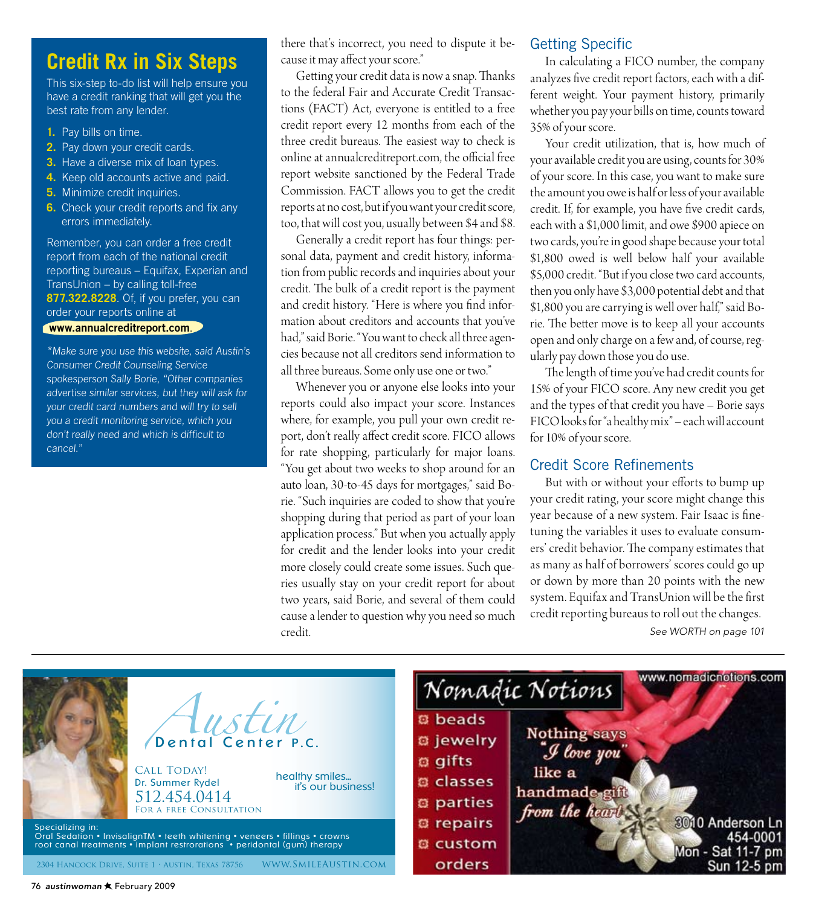## Credit Rx in Six Steps

This six-step to-do list will help ensure you have a credit ranking that will get you the best rate from any lender.

1. Pay bills on time.
2. Pay down your credit cards.
3. Have a diverse mix of loan types.
4. Keep old accounts active and paid.
5. Minimize credit inquiries.
6. Check your credit reports and fix any errors immediately.

Remember, you can order a free credit report from each of the national credit reporting bureaus – Equifax, Experian and TransUnion – by calling toll-free **877.322.8228**. Of, if you prefer, you can order your reports online at **www.annualcreditreport.com**.

*\*Make sure you use this website, said Austin's Consumer Credit Counseling Service spokesperson Sally Borie, "Other companies advertise similar services, but they will ask for your credit card numbers and will try to sell you a credit monitoring service, which you don't really need and which is difficult to cancel."*

there that's incorrect, you need to dispute it because it may affect your score."

Getting your credit data is now a snap. Thanks to the federal Fair and Accurate Credit Transactions (FACT) Act, everyone is entitled to a free credit report every 12 months from each of the three credit bureaus. The easiest way to check is online at annualcreditreport.com, the official free report website sanctioned by the Federal Trade Commission. FACT allows you to get the credit reports at no cost, but if you want your credit score, too, that will cost you, usually between $4 and $8.

Generally a credit report has four things: personal data, payment and credit history, information from public records and inquiries about your credit. The bulk of a credit report is the payment and credit history. "Here is where you find information about creditors and accounts that you've had," said Borie. "You want to check all three agencies because not all creditors send information to all three bureaus. Some only use one or two."

Whenever you or anyone else looks into your reports could also impact your score. Instances where, for example, you pull your own credit report, don't really affect credit score. FICO allows for rate shopping, particularly for major loans. "You get about two weeks to shop around for an auto loan, 30-to-45 days for mortgages," said Borie. "Such inquiries are coded to show that you're shopping during that period as part of your loan application process." But when you actually apply for credit and the lender looks into your credit more closely could create some issues. Such queries usually stay on your credit report for about two years, said Borie, and several of them could cause a lender to question why you need so much credit.

### Getting Specific

In calculating a FICO number, the company analyzes five credit report factors, each with a different weight. Your payment history, primarily whether you pay your bills on time, counts toward 35% of your score.

Your credit utilization, that is, how much of your available credit you are using, counts for 30% of your score. In this case, you want to make sure the amount you owe is half or less of your available credit. If, for example, you have five credit cards, each with a $1,000 limit, and owe $900 apiece on two cards, you're in good shape because your total $1,800 owed is well below half your available $5,000 credit. "But if you close two card accounts, then you only have $3,000 potential debt and that $1,800 you are carrying is well over half," said Borie. The better move is to keep all your accounts open and only charge on a few and, of course, regularly pay down those you do use.

The length of time you've had credit counts for 15% of your FICO score. Any new credit you get and the types of that credit you have – Borie says FICO looks for "a healthy mix" – each will account for 10% of your score.

### Credit Score Refinements

But with or without your efforts to bump up your credit rating, your score might change this year because of a new system. Fair Isaac is fine-tuning the variables it uses to evaluate consumers' credit behavior. The company estimates that as many as half of borrowers' scores could go up or down by more than 20 points with the new system. Equifax and TransUnion will be the first credit reporting bureaus to roll out the changes.

*See WORTH on page 101*

---

**Austin Dental Center P.C.**

Call Today!
Dr. Summer Rydel
512.454.0414
For a free consultation

healthy smiles... it's our business!

Specializing in:
Oral Sedation • InvisalignTM • teeth whitening • veneers • fillings • crowns root canal treatments • implant restrorations • peridontal (gum) therapy

2304 Hancock Drive, Suite 1 · Austin, Texas 78756 www.SmileAustin.com

---

**Nomadic Notions**

www.nomadicnotions.com

- beads
- jewelry
- gifts
- classes
- parties
- repairs
- custom orders

Nothing says "I love you" like a handmade gift from the heart

3010 Anderson Ln
454-0001
Mon - Sat 11-7 pm
Sun 12-5 pm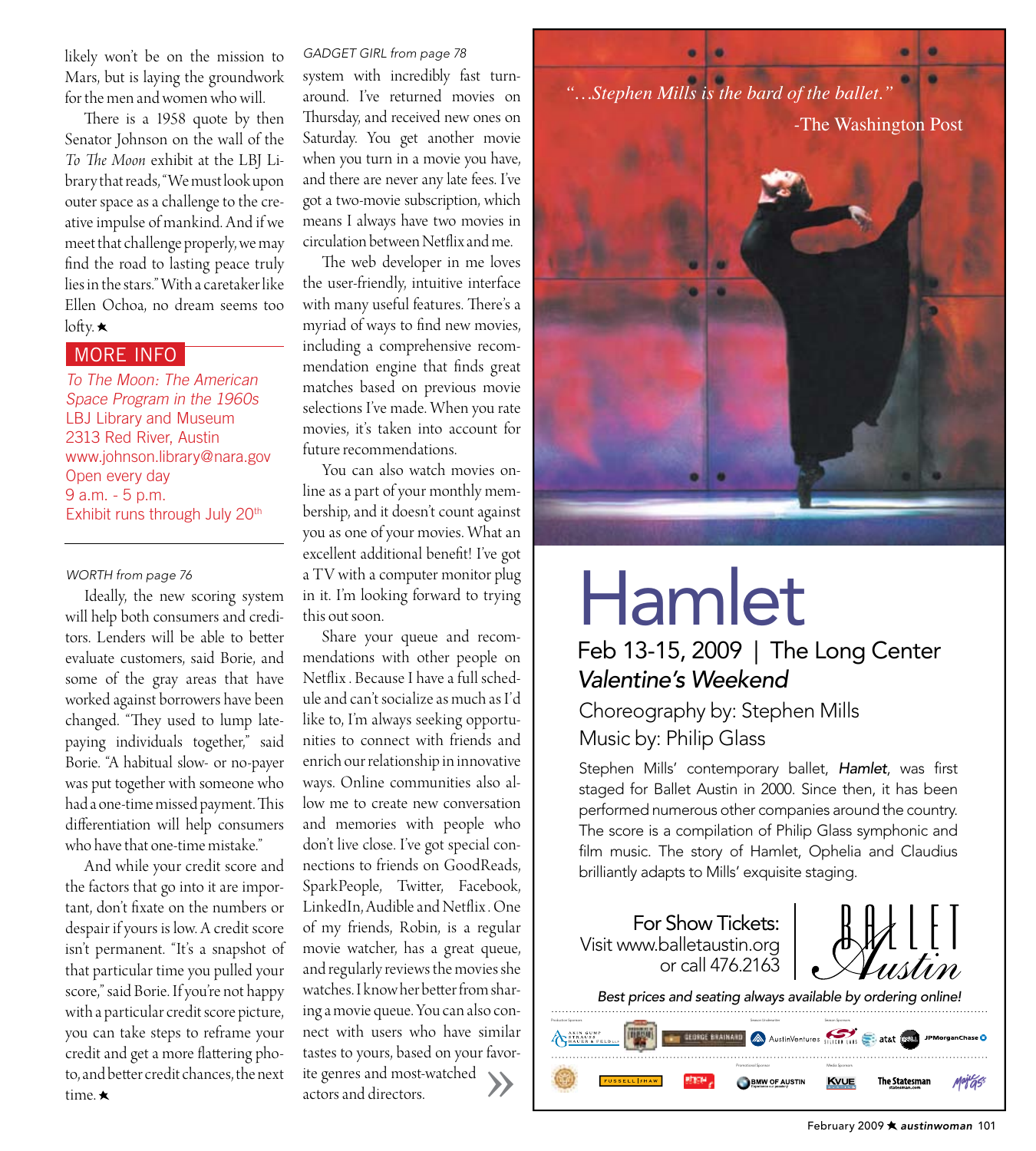likely won't be on the mission to Mars, but is laying the groundwork for the men and women who will.

There is a 1958 quote by then Senator Johnson on the wall of the *To The Moon* exhibit at the LBJ Library that reads, "We must look upon outer space as a challenge to the creative impulse of mankind. And if we meet that challenge properly, we may find the road to lasting peace truly lies in the stars." With a caretaker like Ellen Ochoa, no dream seems too lofty. ★

## MORE INFO

*To The Moon: The American Space Program in the 1960s*
LBJ Library and Museum
2313 Red River, Austin
www.johnson.library@nara.gov
Open every day
9 a.m. - 5 p.m.
Exhibit runs through July 20th

*WORTH from page 76*

Ideally, the new scoring system will help both consumers and creditors. Lenders will be able to better evaluate customers, said Borie, and some of the gray areas that have worked against borrowers have been changed. "They used to lump late-paying individuals together," said Borie. "A habitual slow- or no-payer was put together with someone who had a one-time missed payment. This differentiation will help consumers who have that one-time mistake."

And while your credit score and the factors that go into it are important, don't fixate on the numbers or despair if yours is low. A credit score isn't permanent. "It's a snapshot of that particular time you pulled your score," said Borie. If you're not happy with a particular credit score picture, you can take steps to reframe your credit and get a more flattering photo, and better credit chances, the next time. ★

*GADGET GIRL from page 78*

system with incredibly fast turnaround. I've returned movies on Thursday, and received new ones on Saturday. You get another movie when you turn in a movie you have, and there are never any late fees. I've got a two-movie subscription, which means I always have two movies in circulation between Netflix and me.

The web developer in me loves the user-friendly, intuitive interface with many useful features. There's a myriad of ways to find new movies, including a comprehensive recommendation engine that finds great matches based on previous movie selections I've made. When you rate movies, it's taken into account for future recommendations.

You can also watch movies online as a part of your monthly membership, and it doesn't count against you as one of your movies. What an excellent additional benefit! I've got a TV with a computer monitor plug in it. I'm looking forward to trying this out soon.

Share your queue and recommendations with other people on Netflix . Because I have a full schedule and can't socialize as much as I'd like to, I'm always seeking opportunities to connect with friends and enrich our relationship in innovative ways. Online communities also allow me to create new conversation and memories with people who don't live close. I've got special connections to friends on GoodReads, SparkPeople, Twitter, Facebook, LinkedIn, Audible and Netflix . One of my friends, Robin, is a regular movie watcher, has a great queue, and regularly reviews the movies she watches. I know her better from sharing a movie queue. You can also connect with users who have similar tastes to yours, based on your favorite genres and most-watched actors and directors. »

"...Stephen Mills is the bard of the ballet."
-The Washington Post

# Hamlet

Feb 13-15, 2009 | The Long Center
*Valentine's Weekend*

Choreography by: Stephen Mills
Music by: Philip Glass

Stephen Mills' contemporary ballet, ***Hamlet***, was first staged for Ballet Austin in 2000. Since then, it has been performed numerous other companies around the country. The score is a compilation of Philip Glass symphonic and film music. The story of Hamlet, Ophelia and Claudius brilliantly adapts to Mills' exquisite staging.

For Show Tickets:
Visit www.balletaustin.org
or call 476.2163

BALLET Austin

*Best prices and seating always available by ordering online!*